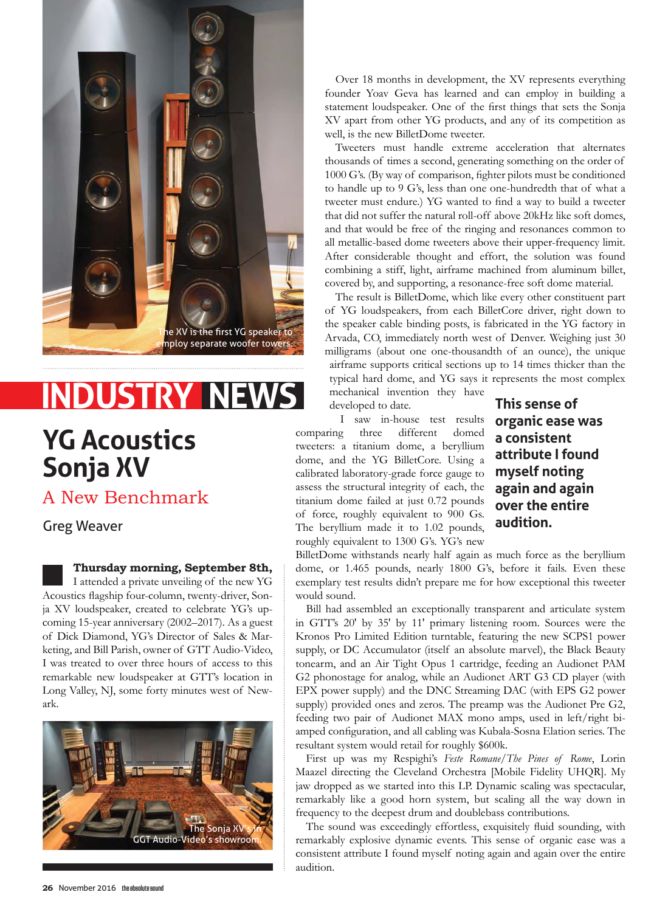The XV is the first YG speaker to employ separate woofer towers.

# INDUSTRY NEWS

## YG Acoustics Sonja XV

### A New Benchmark

Greg Weaver

**Thursday morning, September 8th,** I attended a private unveiling of the new YG Acoustics flagship four-column, twenty-driver, Sonja XV loudspeaker, created to celebrate YG's upcoming 15-year anniversary (2002–2017). As a guest of Dick Diamond, YG's Director of Sales & Marketing, and Bill Parish, owner of GTT Audio-Video, I was treated to over three hours of access to this remarkable new loudspeaker at GTT's location in Long Valley, NJ, some forty minutes west of Newark.

The Sonja XV's in GGT Audio-Video's showroom.

Over 18 months in development, the XV represents everything founder Yoav Geva has learned and can employ in building a statement loudspeaker. One of the first things that sets the Sonja XV apart from other YG products, and any of its competition as well, is the new BilletDome tweeter.

Tweeters must handle extreme acceleration that alternates thousands of times a second, generating something on the order of 1000 G's. (By way of comparison, fighter pilots must be conditioned to handle up to 9 G's, less than one one-hundredth that of what a tweeter must endure.) YG wanted to find a way to build a tweeter that did not suffer the natural roll-off above 20kHz like soft domes, and that would be free of the ringing and resonances common to all metallic-based dome tweeters above their upper-frequency limit. After considerable thought and effort, the solution was found combining a stiff, light, airframe machined from aluminum billet, covered by, and supporting, a resonance-free soft dome material.

The result is BilletDome, which like every other constituent part of YG loudspeakers, from each BilletCore driver, right down to the speaker cable binding posts, is fabricated in the YG factory in Arvada, CO, immediately north west of Denver. Weighing just 30 milligrams (about one one-thousandth of an ounce), the unique airframe supports critical sections up to 14 times thicker than the typical hard dome, and YG says it represents the most complex mechanical invention they have developed to date.

I saw in-house test results comparing three different domed tweeters: a titanium dome, a beryllium dome, and the YG BilletCore. Using a calibrated laboratory-grade force gauge to assess the structural integrity of each, the titanium dome failed at just 0.72 pounds of force, roughly equivalent to 900 Gs. The beryllium made it to 1.02 pounds, roughly equivalent to 1300 G's. YG's new BilletDome withstands nearly half again as much force as the beryllium dome, or 1.465 pounds, nearly 1800 G's, before it fails. Even these exemplary test results didn't prepare me for how exceptional this tweeter would sound.

**This sense of organic ease was a consistent attribute I found myself noting again and again over the entire audition.**

Bill had assembled an exceptionally transparent and articulate system in GTT's 20' by 35' by 11' primary listening room. Sources were the Kronos Pro Limited Edition turntable, featuring the new SCPS1 power supply, or DC Accumulator (itself an absolute marvel), the Black Beauty tonearm, and an Air Tight Opus 1 cartridge, feeding an Audionet PAM G2 phonostage for analog, while an Audionet ART G3 CD player (with EPX power supply) and the DNC Streaming DAC (with EPS G2 power supply) provided ones and zeros. The preamp was the Audionet Pre G2, feeding two pair of Audionet MAX mono amps, used in left/right bi-amped configuration, and all cabling was Kubala-Sosna Elation series. The resultant system would retail for roughly $600k.

First up was my Respighi's *Feste Romane/The Pines of Rome*, Lorin Maazel directing the Cleveland Orchestra [Mobile Fidelity UHQR]. My jaw dropped as we started into this LP. Dynamic scaling was spectacular, remarkably like a good horn system, but scaling all the way down in frequency to the deepest drum and doublebass contributions.

The sound was exceedingly effortless, exquisitely fluid sounding, with remarkably explosive dynamic events. This sense of organic ease was a consistent attribute I found myself noting again and again over the entire audition.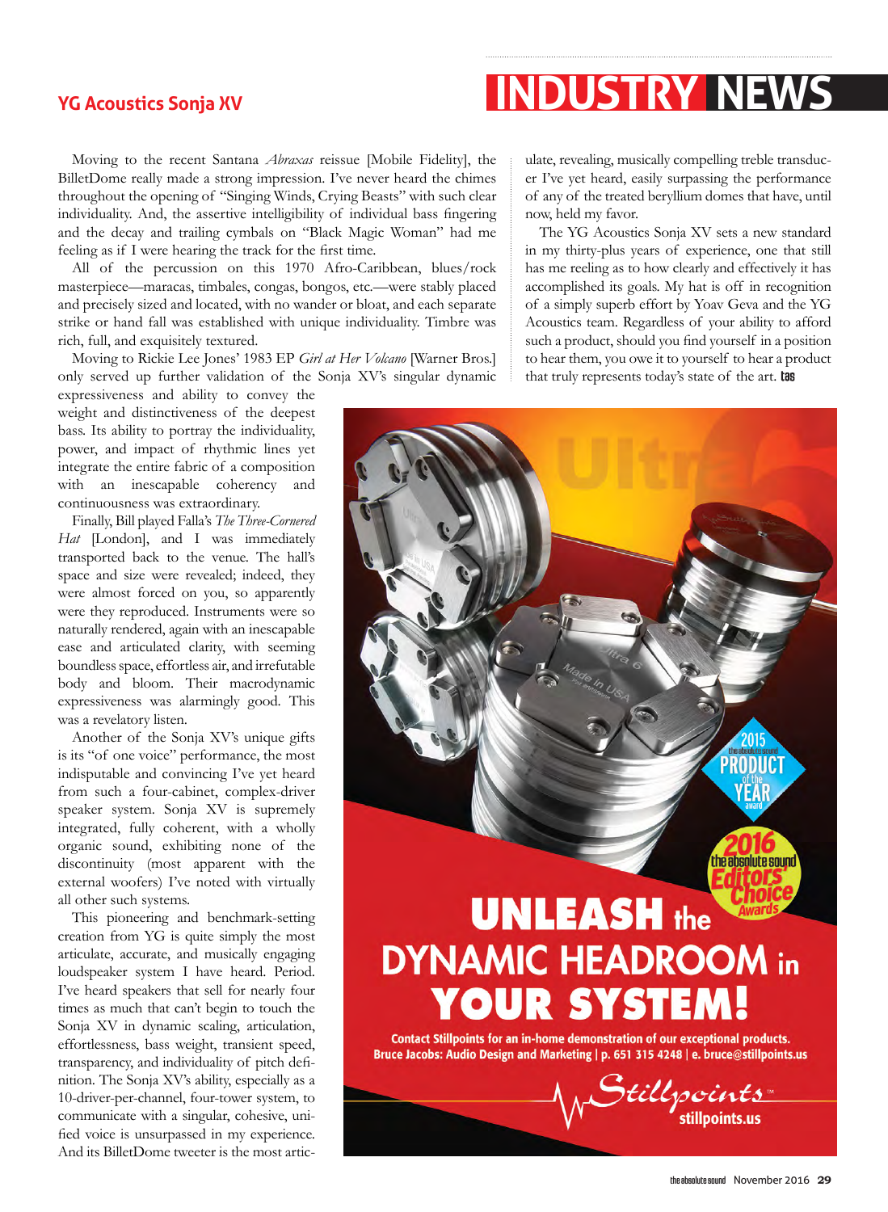## YG Acoustics Sonja XV

Moving to the recent Santana *Abraxas* reissue [Mobile Fidelity], the BilletDome really made a strong impression. I've never heard the chimes throughout the opening of "Singing Winds, Crying Beasts" with such clear individuality. And, the assertive intelligibility of individual bass fingering and the decay and trailing cymbals on "Black Magic Woman" had me feeling as if I were hearing the track for the first time.

All of the percussion on this 1970 Afro-Caribbean, blues/rock masterpiece—maracas, timbales, congas, bongos, etc.—were stably placed and precisely sized and located, with no wander or bloat, and each separate strike or hand fall was established with unique individuality. Timbre was rich, full, and exquisitely textured.

Moving to Rickie Lee Jones' 1983 EP *Girl at Her Volcano* [Warner Bros.] only served up further validation of the Sonja XV's singular dynamic expressiveness and ability to convey the weight and distinctiveness of the deepest bass. Its ability to portray the individuality, power, and impact of rhythmic lines yet integrate the entire fabric of a composition with an inescapable coherency and continuousness was extraordinary.

Finally, Bill played Falla's *The Three-Cornered Hat* [London], and I was immediately transported back to the venue. The hall's space and size were revealed; indeed, they were almost forced on you, so apparently were they reproduced. Instruments were so naturally rendered, again with an inescapable ease and articulated clarity, with seeming boundless space, effortless air, and irrefutable body and bloom. Their macrodynamic expressiveness was alarmingly good. This was a revelatory listen.

Another of the Sonja XV's unique gifts is its "of one voice" performance, the most indisputable and convincing I've yet heard from such a four-cabinet, complex-driver speaker system. Sonja XV is supremely integrated, fully coherent, with a wholly organic sound, exhibiting none of the discontinuity (most apparent with the external woofers) I've noted with virtually all other such systems.

This pioneering and benchmark-setting creation from YG is quite simply the most articulate, accurate, and musically engaging loudspeaker system I have heard. Period. I've heard speakers that sell for nearly four times as much that can't begin to touch the Sonja XV in dynamic scaling, articulation, effortlessness, bass weight, transient speed, transparency, and individuality of pitch definition. The Sonja XV's ability, especially as a 10-driver-per-channel, four-tower system, to communicate with a singular, cohesive, unified voice is unsurpassed in my experience. And its BilletDome tweeter is the most articulate, revealing, musically compelling treble transducer I've yet heard, easily surpassing the performance of any of the treated beryllium domes that have, until now, held my favor.

The YG Acoustics Sonja XV sets a new standard in my thirty-plus years of experience, one that still has me reeling as to how clearly and effectively it has accomplished its goals. My hat is off in recognition of a simply superb effort by Yoav Geva and the YG Acoustics team. Regardless of your ability to afford such a product, should you find yourself in a position to hear them, you owe it to yourself to hear a product that truly represents today's state of the art. **tas**

2015 the absolute sound PRODUCT of the YEAR award

2016 the absolute sound Editors' Choice Awards

**UNLEASH the DYNAMIC HEADROOM in YOUR SYSTEM!**

Contact Stillpoints for an in-home demonstration of our exceptional products.
Bruce Jacobs: Audio Design and Marketing | p. 651 315 4248 | e. bruce@stillpoints.us

Stillpoints™
stillpoints.us